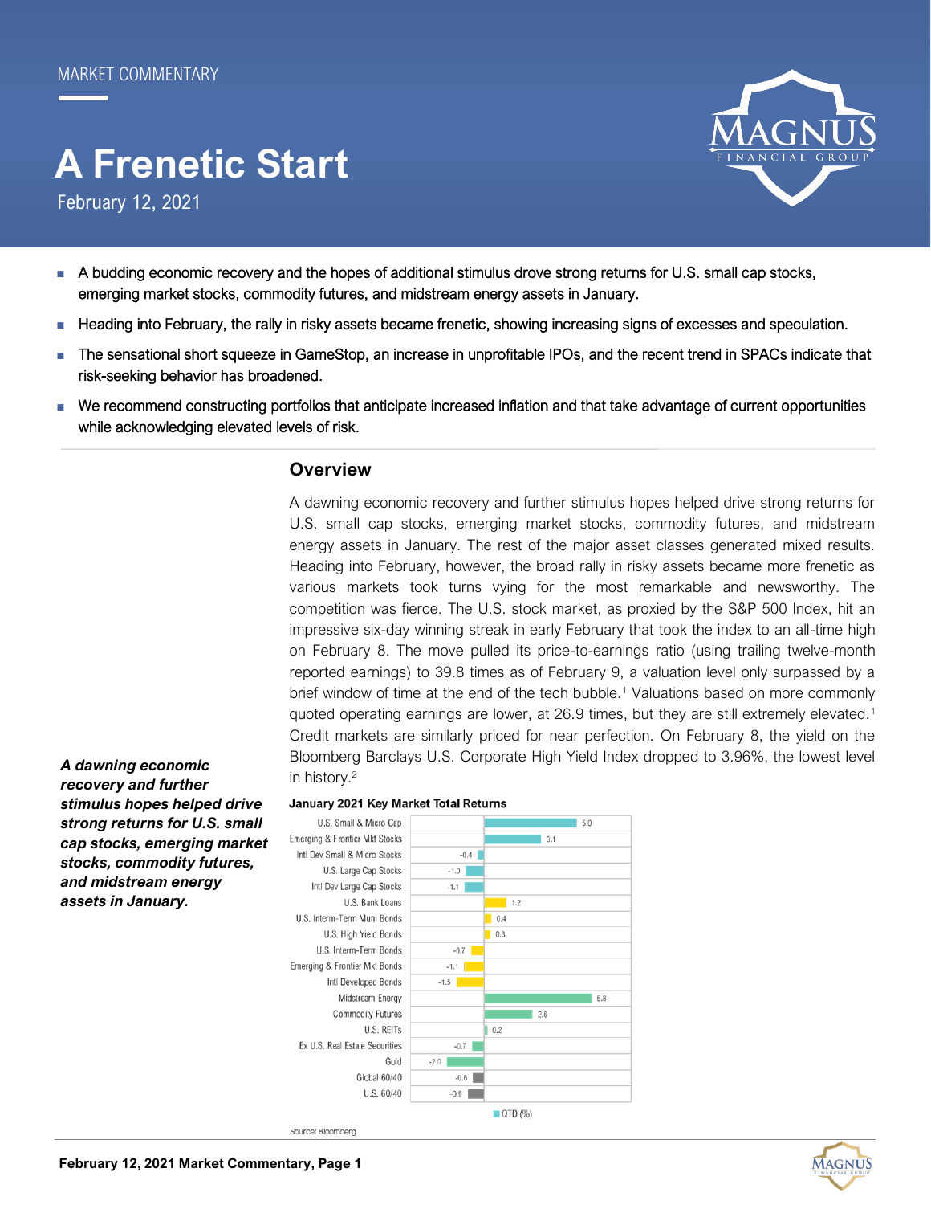MARKET COMMENTARY

# A Frenetic Start

February 12, 2021

- A budding economic recovery and the hopes of additional stimulus drove strong returns for U.S. small cap stocks, emerging market stocks, commodity futures, and midstream energy assets in January.
- Heading into February, the rally in risky assets became frenetic, showing increasing signs of excesses and speculation.
- The sensational short squeeze in GameStop, an increase in unprofitable IPOs, and the recent trend in SPACs indicate that risk-seeking behavior has broadened.
- We recommend constructing portfolios that anticipate increased inflation and that take advantage of current opportunities while acknowledging elevated levels of risk.

## Overview

A dawning economic recovery and further stimulus hopes helped drive strong returns for U.S. small cap stocks, emerging market stocks, commodity futures, and midstream energy assets in January. The rest of the major asset classes generated mixed results. Heading into February, however, the broad rally in risky assets became more frenetic as various markets took turns vying for the most remarkable and newsworthy. The competition was fierce. The U.S. stock market, as proxied by the S&P 500 Index, hit an impressive six-day winning streak in early February that took the index to an all-time high on February 8. The move pulled its price-to-earnings ratio (using trailing twelve-month reported earnings) to 39.8 times as of February 9, a valuation level only surpassed by a brief window of time at the end of the tech bubble.[1] Valuations based on more commonly quoted operating earnings are lower, at 26.9 times, but they are still extremely elevated.[1] Credit markets are similarly priced for near perfection. On February 8, the yield on the Bloomberg Barclays U.S. Corporate High Yield Index dropped to 3.96%, the lowest level in history.[2]

***A dawning economic recovery and further stimulus hopes helped drive strong returns for U.S. small cap stocks, emerging market stocks, commodity futures, and midstream energy assets in January.***

**January 2021 Key Market Total Returns**

| Asset Class | QTD (%) |
|---|---|
| U.S. Small & Micro Cap | 5.0 |
| Emerging & Frontier Mkt Stocks | 3.1 |
| Intl Dev Small & Micro Stocks | -0.4 |
| U.S. Large Cap Stocks | -1.0 |
| Intl Dev Large Cap Stocks | -1.1 |
| U.S. Bank Loans | 1.2 |
| U.S. Interm-Term Muni Bonds | 0.4 |
| U.S. High Yield Bonds | 0.3 |
| U.S. Interm-Term Bonds | -0.7 |
| Emerging & Frontier Mkt Bonds | -1.1 |
| Intl Developed Bonds | -1.5 |
| Midstream Energy | 5.8 |
| Commodity Futures | 2.6 |
| U.S. REITs | 0.2 |
| Ex U.S. Real Estate Securities | -0.7 |
| Gold | -2.0 |
| Global 60/40 | -0.6 |
| U.S. 60/40 | -0.9 |

Source: Bloomberg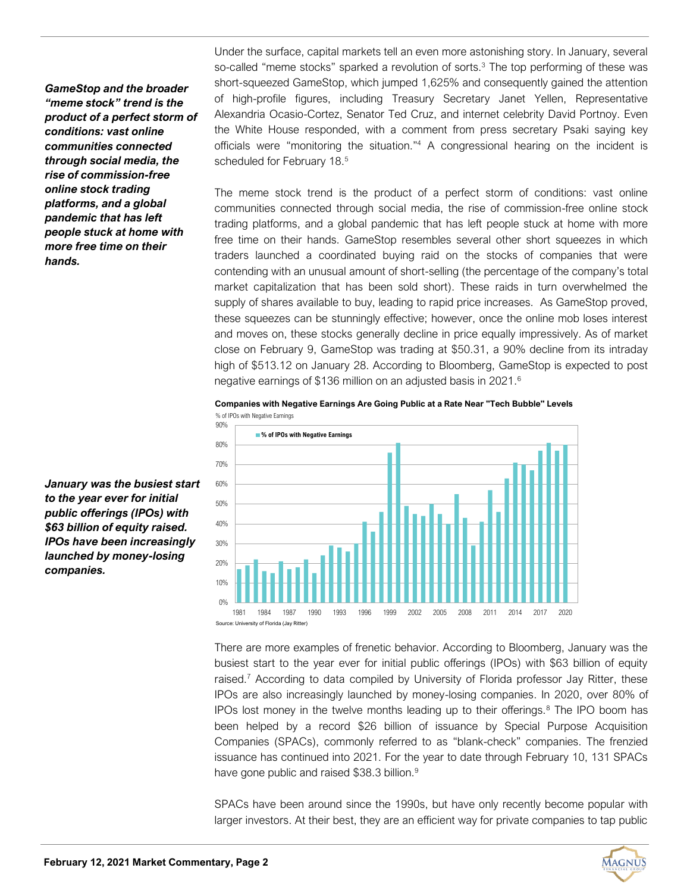*GameStop and the broader "meme stock" trend is the product of a perfect storm of conditions: vast online communities connected through social media, the rise of commission-free online stock trading platforms, and a global pandemic that has left people stuck at home with more free time on their hands.*

Under the surface, capital markets tell an even more astonishing story. In January, several so-called "meme stocks" sparked a revolution of sorts.[3] The top performing of these was short-squeezed GameStop, which jumped 1,625% and consequently gained the attention of high-profile figures, including Treasury Secretary Janet Yellen, Representative Alexandria Ocasio-Cortez, Senator Ted Cruz, and internet celebrity David Portnoy. Even the White House responded, with a comment from press secretary Psaki saying key officials were "monitoring the situation."[4] A congressional hearing on the incident is scheduled for February 18.[5]

The meme stock trend is the product of a perfect storm of conditions: vast online communities connected through social media, the rise of commission-free online stock trading platforms, and a global pandemic that has left people stuck at home with more free time on their hands. GameStop resembles several other short squeezes in which traders launched a coordinated buying raid on the stocks of companies that were contending with an unusual amount of short-selling (the percentage of the company's total market capitalization that has been sold short). These raids in turn overwhelmed the supply of shares available to buy, leading to rapid price increases. As GameStop proved, these squeezes can be stunningly effective; however, once the online mob loses interest and moves on, these stocks generally decline in price equally impressively. As of market close on February 9, GameStop was trading at $50.31, a 90% decline from its intraday high of $513.12 on January 28. According to Bloomberg, GameStop is expected to post negative earnings of $136 million on an adjusted basis in 2021.[6]

**Companies with Negative Earnings Are Going Public at a Rate Near "Tech Bubble" Levels**

% of IPOs with Negative Earnings

Source: University of Florida (Jay Ritter)

*January was the busiest start to the year ever for initial public offerings (IPOs) with $63 billion of equity raised. IPOs have been increasingly launched by money-losing companies.*

There are more examples of frenetic behavior. According to Bloomberg, January was the busiest start to the year ever for initial public offerings (IPOs) with $63 billion of equity raised.[7] According to data compiled by University of Florida professor Jay Ritter, these IPOs are also increasingly launched by money-losing companies. In 2020, over 80% of IPOs lost money in the twelve months leading up to their offerings.[8] The IPO boom has been helped by a record $26 billion of issuance by Special Purpose Acquisition Companies (SPACs), commonly referred to as "blank-check" companies. The frenzied issuance has continued into 2021. For the year to date through February 10, 131 SPACs have gone public and raised $38.3 billion.[9]

SPACs have been around since the 1990s, but have only recently become popular with larger investors. At their best, they are an efficient way for private companies to tap public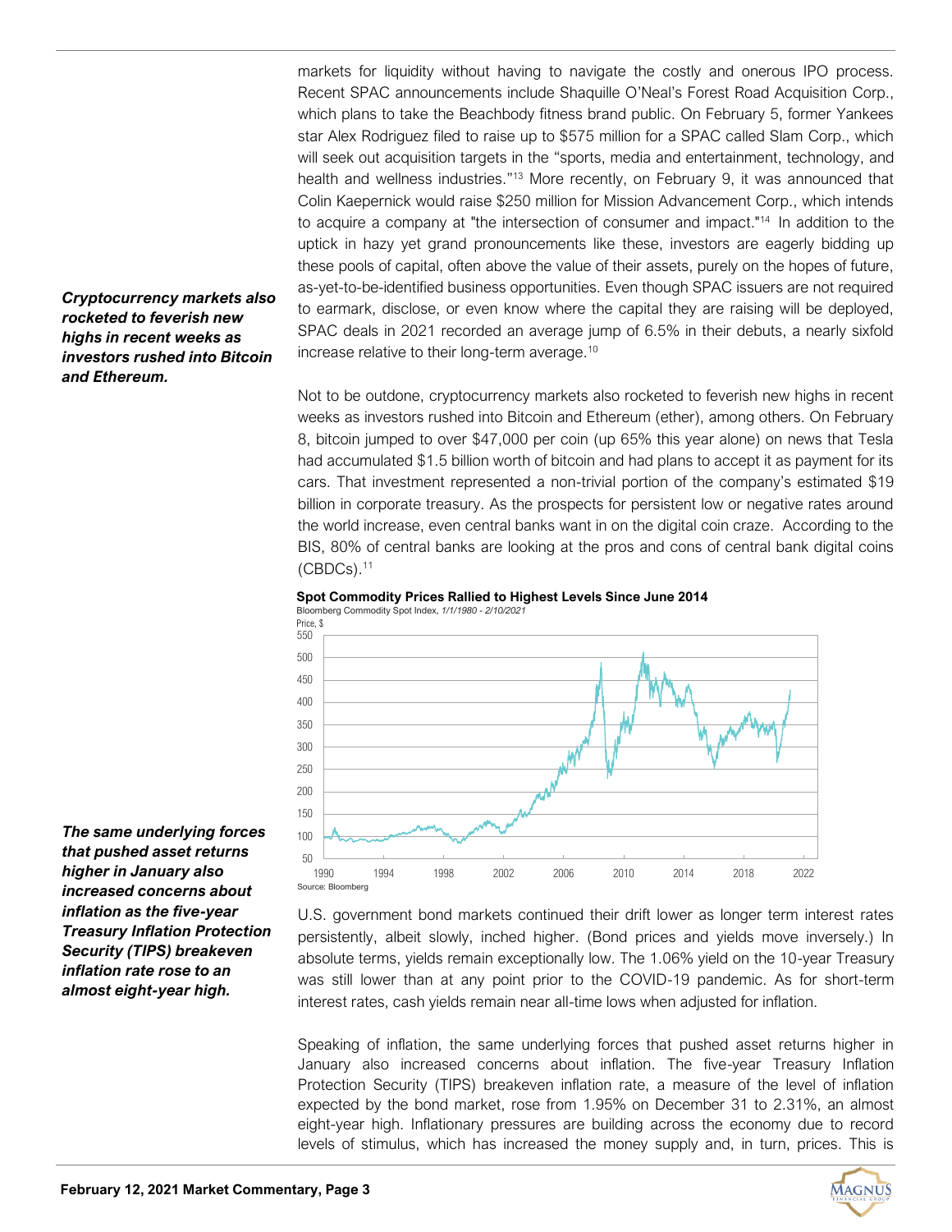markets for liquidity without having to navigate the costly and onerous IPO process. Recent SPAC announcements include Shaquille O'Neal's Forest Road Acquisition Corp., which plans to take the Beachbody fitness brand public. On February 5, former Yankees star Alex Rodriguez filed to raise up to $575 million for a SPAC called Slam Corp., which will seek out acquisition targets in the "sports, media and entertainment, technology, and health and wellness industries."[13] More recently, on February 9, it was announced that Colin Kaepernick would raise $250 million for Mission Advancement Corp., which intends to acquire a company at "the intersection of consumer and impact."[14] In addition to the uptick in hazy yet grand pronouncements like these, investors are eagerly bidding up these pools of capital, often above the value of their assets, purely on the hopes of future, as-yet-to-be-identified business opportunities. Even though SPAC issuers are not required to earmark, disclose, or even know where the capital they are raising will be deployed, SPAC deals in 2021 recorded an average jump of 6.5% in their debuts, a nearly sixfold increase relative to their long-term average.[10]

***Cryptocurrency markets also rocketed to feverish new highs in recent weeks as investors rushed into Bitcoin and Ethereum.***

Not to be outdone, cryptocurrency markets also rocketed to feverish new highs in recent weeks as investors rushed into Bitcoin and Ethereum (ether), among others. On February 8, bitcoin jumped to over $47,000 per coin (up 65% this year alone) on news that Tesla had accumulated $1.5 billion worth of bitcoin and had plans to accept it as payment for its cars. That investment represented a non-trivial portion of the company's estimated $19 billion in corporate treasury. As the prospects for persistent low or negative rates around the world increase, even central banks want in on the digital coin craze. According to the BIS, 80% of central banks are looking at the pros and cons of central bank digital coins (CBDCs).[11]

**Spot Commodity Prices Rallied to Highest Levels Since June 2014**
Bloomberg Commodity Spot Index, *1/1/1980 - 2/10/2021*

Source: Bloomberg

***The same underlying forces that pushed asset returns higher in January also increased concerns about inflation as the five-year Treasury Inflation Protection Security (TIPS) breakeven inflation rate rose to an almost eight-year high.***

U.S. government bond markets continued their drift lower as longer term interest rates persistently, albeit slowly, inched higher. (Bond prices and yields move inversely.) In absolute terms, yields remain exceptionally low. The 1.06% yield on the 10-year Treasury was still lower than at any point prior to the COVID-19 pandemic. As for short-term interest rates, cash yields remain near all-time lows when adjusted for inflation.

Speaking of inflation, the same underlying forces that pushed asset returns higher in January also increased concerns about inflation. The five-year Treasury Inflation Protection Security (TIPS) breakeven inflation rate, a measure of the level of inflation expected by the bond market, rose from 1.95% on December 31 to 2.31%, an almost eight-year high. Inflationary pressures are building across the economy due to record levels of stimulus, which has increased the money supply and, in turn, prices. This is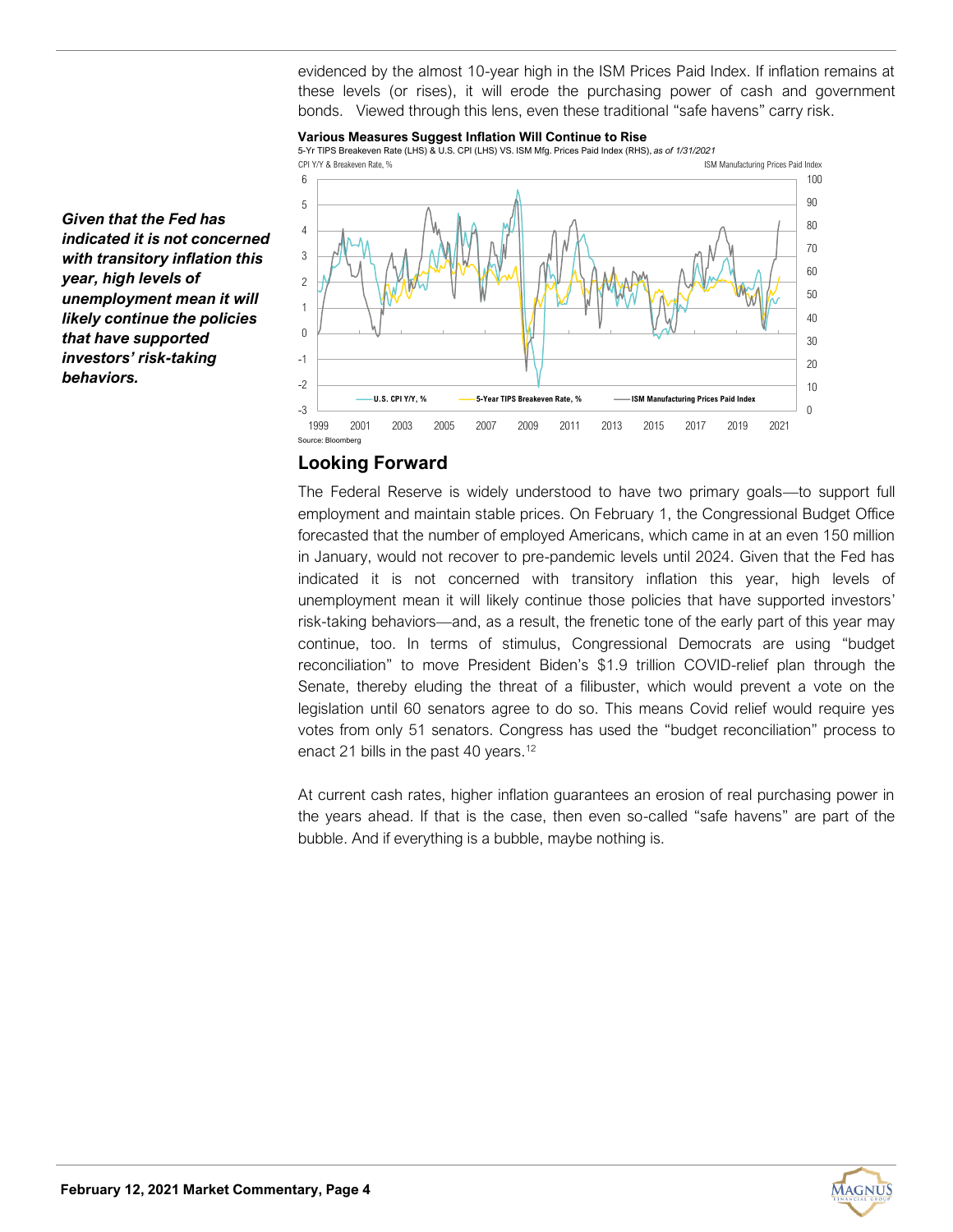evidenced by the almost 10-year high in the ISM Prices Paid Index. If inflation remains at these levels (or rises), it will erode the purchasing power of cash and government bonds. Viewed through this lens, even these traditional "safe havens" carry risk.

**Various Measures Suggest Inflation Will Continue to Rise**

5-Yr TIPS Breakeven Rate (LHS) & U.S. CPI (LHS) VS. ISM Mfg. Prices Paid Index (RHS), *as of 1/31/2021*

Source: Bloomberg

***Given that the Fed has indicated it is not concerned with transitory inflation this year, high levels of unemployment mean it will likely continue the policies that have supported investors' risk-taking behaviors.***

## Looking Forward

The Federal Reserve is widely understood to have two primary goals—to support full employment and maintain stable prices. On February 1, the Congressional Budget Office forecasted that the number of employed Americans, which came in at an even 150 million in January, would not recover to pre-pandemic levels until 2024. Given that the Fed has indicated it is not concerned with transitory inflation this year, high levels of unemployment mean it will likely continue those policies that have supported investors' risk-taking behaviors—and, as a result, the frenetic tone of the early part of this year may continue, too. In terms of stimulus, Congressional Democrats are using "budget reconciliation" to move President Biden's $1.9 trillion COVID-relief plan through the Senate, thereby eluding the threat of a filibuster, which would prevent a vote on the legislation until 60 senators agree to do so. This means Covid relief would require yes votes from only 51 senators. Congress has used the "budget reconciliation" process to enact 21 bills in the past 40 years.[12]

At current cash rates, higher inflation guarantees an erosion of real purchasing power in the years ahead. If that is the case, then even so-called "safe havens" are part of the bubble. And if everything is a bubble, maybe nothing is.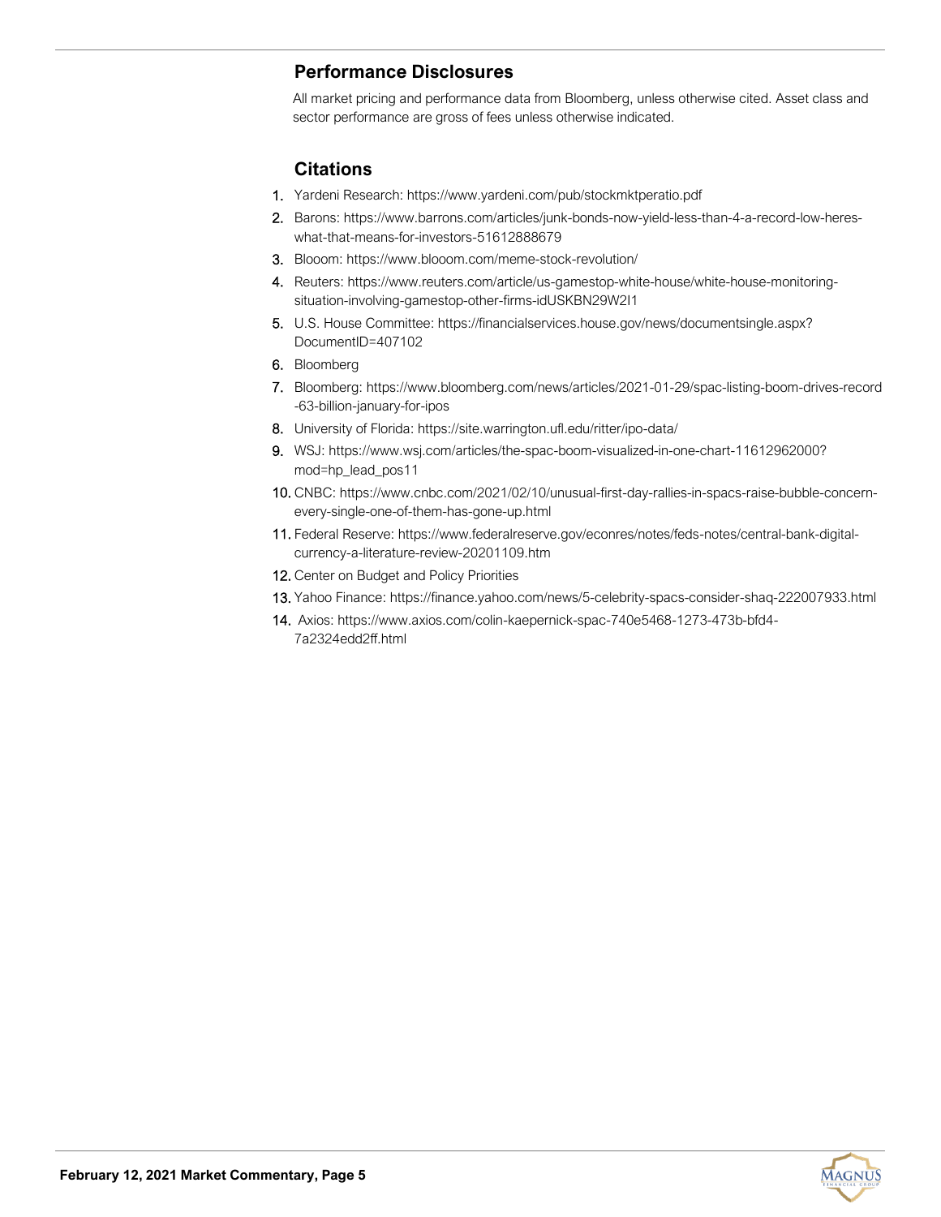## Performance Disclosures

All market pricing and performance data from Bloomberg, unless otherwise cited. Asset class and sector performance are gross of fees unless otherwise indicated.

## Citations

1. Yardeni Research: https://www.yardeni.com/pub/stockmktperatio.pdf
2. Barons: https://www.barrons.com/articles/junk-bonds-now-yield-less-than-4-a-record-low-heres-what-that-means-for-investors-51612888679
3. Blooom: https://www.blooom.com/meme-stock-revolution/
4. Reuters: https://www.reuters.com/article/us-gamestop-white-house/white-house-monitoring-situation-involving-gamestop-other-firms-idUSKBN29W2I1
5. U.S. House Committee: https://financialservices.house.gov/news/documentsingle.aspx?DocumentID=407102
6. Bloomberg
7. Bloomberg: https://www.bloomberg.com/news/articles/2021-01-29/spac-listing-boom-drives-record-63-billion-january-for-ipos
8. University of Florida: https://site.warrington.ufl.edu/ritter/ipo-data/
9. WSJ: https://www.wsj.com/articles/the-spac-boom-visualized-in-one-chart-11612962000?mod=hp_lead_pos11
10. CNBC: https://www.cnbc.com/2021/02/10/unusual-first-day-rallies-in-spacs-raise-bubble-concern-every-single-one-of-them-has-gone-up.html
11. Federal Reserve: https://www.federalreserve.gov/econres/notes/feds-notes/central-bank-digital-currency-a-literature-review-20201109.htm
12. Center on Budget and Policy Priorities
13. Yahoo Finance: https://finance.yahoo.com/news/5-celebrity-spacs-consider-shaq-222007933.html
14. Axios: https://www.axios.com/colin-kaepernick-spac-740e5468-1273-473b-bfd4-7a2324edd2ff.html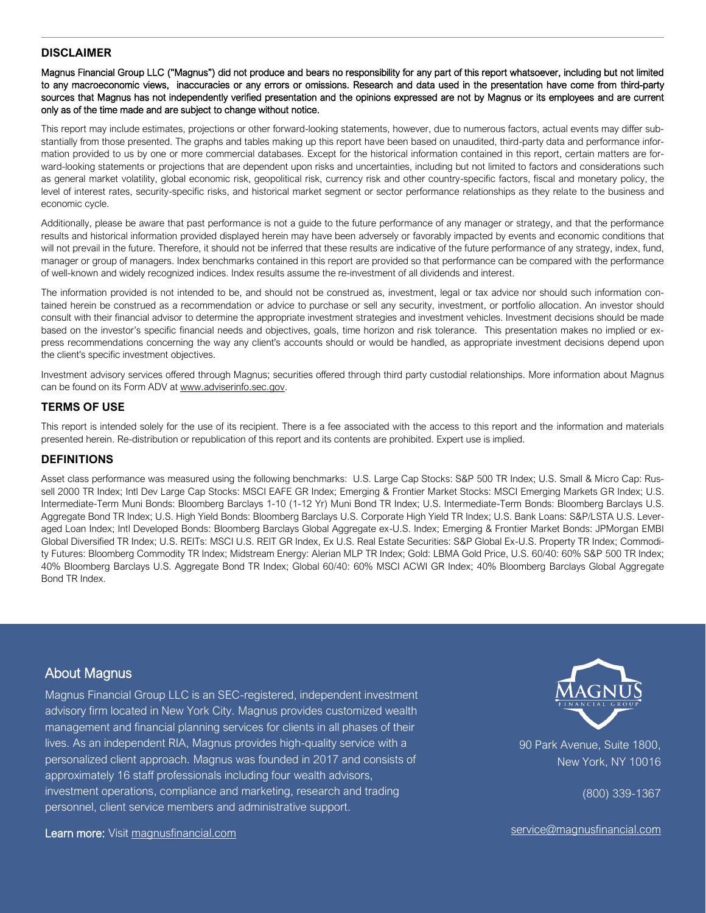## DISCLAIMER

**Magnus Financial Group LLC ("Magnus") did not produce and bears no responsibility for any part of this report whatsoever, including but not limited to any macroeconomic views, inaccuracies or any errors or omissions. Research and data used in the presentation have come from third-party sources that Magnus has not independently verified presentation and the opinions expressed are not by Magnus or its employees and are current only as of the time made and are subject to change without notice.**

This report may include estimates, projections or other forward-looking statements, however, due to numerous factors, actual events may differ substantially from those presented. The graphs and tables making up this report have been based on unaudited, third-party data and performance information provided to us by one or more commercial databases. Except for the historical information contained in this report, certain matters are forward-looking statements or projections that are dependent upon risks and uncertainties, including but not limited to factors and considerations such as general market volatility, global economic risk, geopolitical risk, currency risk and other country-specific factors, fiscal and monetary policy, the level of interest rates, security-specific risks, and historical market segment or sector performance relationships as they relate to the business and economic cycle.

Additionally, please be aware that past performance is not a guide to the future performance of any manager or strategy, and that the performance results and historical information provided displayed herein may have been adversely or favorably impacted by events and economic conditions that will not prevail in the future. Therefore, it should not be inferred that these results are indicative of the future performance of any strategy, index, fund, manager or group of managers. Index benchmarks contained in this report are provided so that performance can be compared with the performance of well-known and widely recognized indices. Index results assume the re-investment of all dividends and interest.

The information provided is not intended to be, and should not be construed as, investment, legal or tax advice nor should such information contained herein be construed as a recommendation or advice to purchase or sell any security, investment, or portfolio allocation. An investor should consult with their financial advisor to determine the appropriate investment strategies and investment vehicles. Investment decisions should be made based on the investor's specific financial needs and objectives, goals, time horizon and risk tolerance. This presentation makes no implied or express recommendations concerning the way any client's accounts should or would be handled, as appropriate investment decisions depend upon the client's specific investment objectives.

Investment advisory services offered through Magnus; securities offered through third party custodial relationships. More information about Magnus can be found on its Form ADV at www.adviserinfo.sec.gov.

## TERMS OF USE

This report is intended solely for the use of its recipient. There is a fee associated with the access to this report and the information and materials presented herein. Re-distribution or republication of this report and its contents are prohibited. Expert use is implied.

## DEFINITIONS

Asset class performance was measured using the following benchmarks: U.S. Large Cap Stocks: S&P 500 TR Index; U.S. Small & Micro Cap: Russell 2000 TR Index; Intl Dev Large Cap Stocks: MSCI EAFE GR Index; Emerging & Frontier Market Stocks: MSCI Emerging Markets GR Index; U.S. Intermediate-Term Muni Bonds: Bloomberg Barclays 1-10 (1-12 Yr) Muni Bond TR Index; U.S. Intermediate-Term Bonds: Bloomberg Barclays U.S. Aggregate Bond TR Index; U.S. High Yield Bonds: Bloomberg Barclays U.S. Corporate High Yield TR Index; U.S. Bank Loans: S&P/LSTA U.S. Leveraged Loan Index; Intl Developed Bonds: Bloomberg Barclays Global Aggregate ex-U.S. Index; Emerging & Frontier Market Bonds: JPMorgan EMBI Global Diversified TR Index; U.S. REITs: MSCI U.S. REIT GR Index, Ex U.S. Real Estate Securities: S&P Global Ex-U.S. Property TR Index; Commodity Futures: Bloomberg Commodity TR Index; Midstream Energy: Alerian MLP TR Index; Gold: LBMA Gold Price, U.S. 60/40: 60% S&P 500 TR Index; 40% Bloomberg Barclays U.S. Aggregate Bond TR Index; Global 60/40: 60% MSCI ACWI GR Index; 40% Bloomberg Barclays Global Aggregate Bond TR Index.

## About Magnus

Magnus Financial Group LLC is an SEC-registered, independent investment advisory firm located in New York City. Magnus provides customized wealth management and financial planning services for clients in all phases of their lives. As an independent RIA, Magnus provides high-quality service with a personalized client approach. Magnus was founded in 2017 and consists of approximately 16 staff professionals including four wealth advisors, investment operations, compliance and marketing, research and trading personnel, client service members and administrative support.

**Learn more:** Visit magnusfinancial.com

MAGNUS FINANCIAL GROUP

90 Park Avenue, Suite 1800,
New York, NY 10016

(800) 339-1367

service@magnusfinancial.com